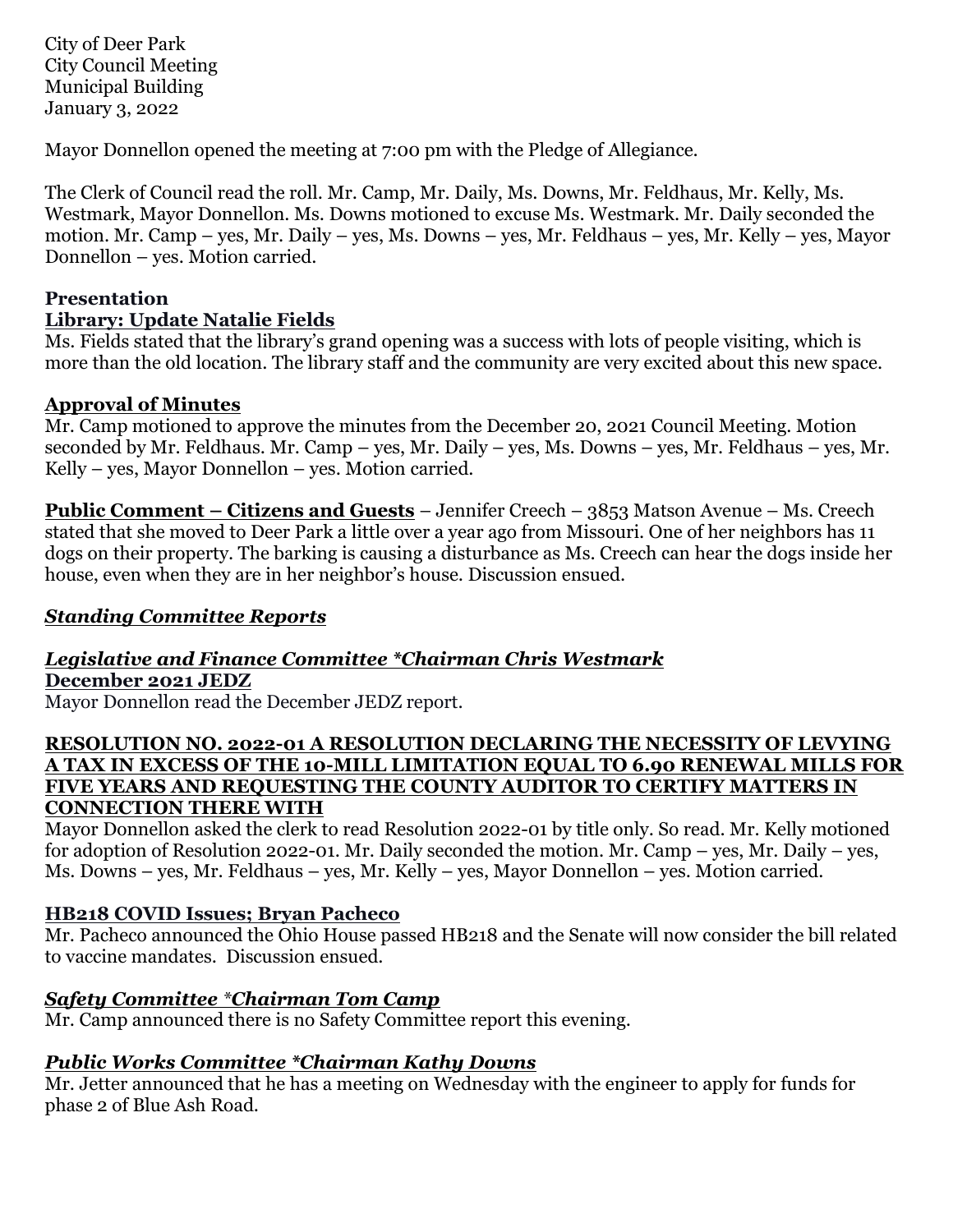City of Deer Park
City Council Meeting
Municipal Building
January 3, 2022

Mayor Donnellon opened the meeting at 7:00 pm with the Pledge of Allegiance.

The Clerk of Council read the roll. Mr. Camp, Mr. Daily, Ms. Downs, Mr. Feldhaus, Mr. Kelly, Ms. Westmark, Mayor Donnellon. Ms. Downs motioned to excuse Ms. Westmark. Mr. Daily seconded the motion. Mr. Camp – yes, Mr. Daily – yes, Ms. Downs – yes, Mr. Feldhaus – yes, Mr. Kelly – yes, Mayor Donnellon – yes. Motion carried.

**Presentation**

**Library: Update Natalie Fields**

Ms. Fields stated that the library's grand opening was a success with lots of people visiting, which is more than the old location. The library staff and the community are very excited about this new space.

**Approval of Minutes**

Mr. Camp motioned to approve the minutes from the December 20, 2021 Council Meeting. Motion seconded by Mr. Feldhaus. Mr. Camp – yes, Mr. Daily – yes, Ms. Downs – yes, Mr. Feldhaus – yes, Mr. Kelly – yes, Mayor Donnellon – yes. Motion carried.

**Public Comment – Citizens and Guests** – Jennifer Creech – 3853 Matson Avenue – Ms. Creech stated that she moved to Deer Park a little over a year ago from Missouri. One of her neighbors has 11 dogs on their property. The barking is causing a disturbance as Ms. Creech can hear the dogs inside her house, even when they are in her neighbor's house. Discussion ensued.

***Standing Committee Reports***

***Legislative and Finance Committee *Chairman Chris Westmark***

**December 2021 JEDZ**

Mayor Donnellon read the December JEDZ report.

**RESOLUTION NO. 2022-01 A RESOLUTION DECLARING THE NECESSITY OF LEVYING A TAX IN EXCESS OF THE 10-MILL LIMITATION EQUAL TO 6.90 RENEWAL MILLS FOR FIVE YEARS AND REQUESTING THE COUNTY AUDITOR TO CERTIFY MATTERS IN CONNECTION THERE WITH**

Mayor Donnellon asked the clerk to read Resolution 2022-01 by title only. So read. Mr. Kelly motioned for adoption of Resolution 2022-01. Mr. Daily seconded the motion. Mr. Camp – yes, Mr. Daily – yes, Ms. Downs – yes, Mr. Feldhaus – yes, Mr. Kelly – yes, Mayor Donnellon – yes. Motion carried.

**HB218 COVID Issues; Bryan Pacheco**

Mr. Pacheco announced the Ohio House passed HB218 and the Senate will now consider the bill related to vaccine mandates. Discussion ensued.

***Safety Committee *Chairman Tom Camp***

Mr. Camp announced there is no Safety Committee report this evening.

***Public Works Committee *Chairman Kathy Downs***

Mr. Jetter announced that he has a meeting on Wednesday with the engineer to apply for funds for phase 2 of Blue Ash Road.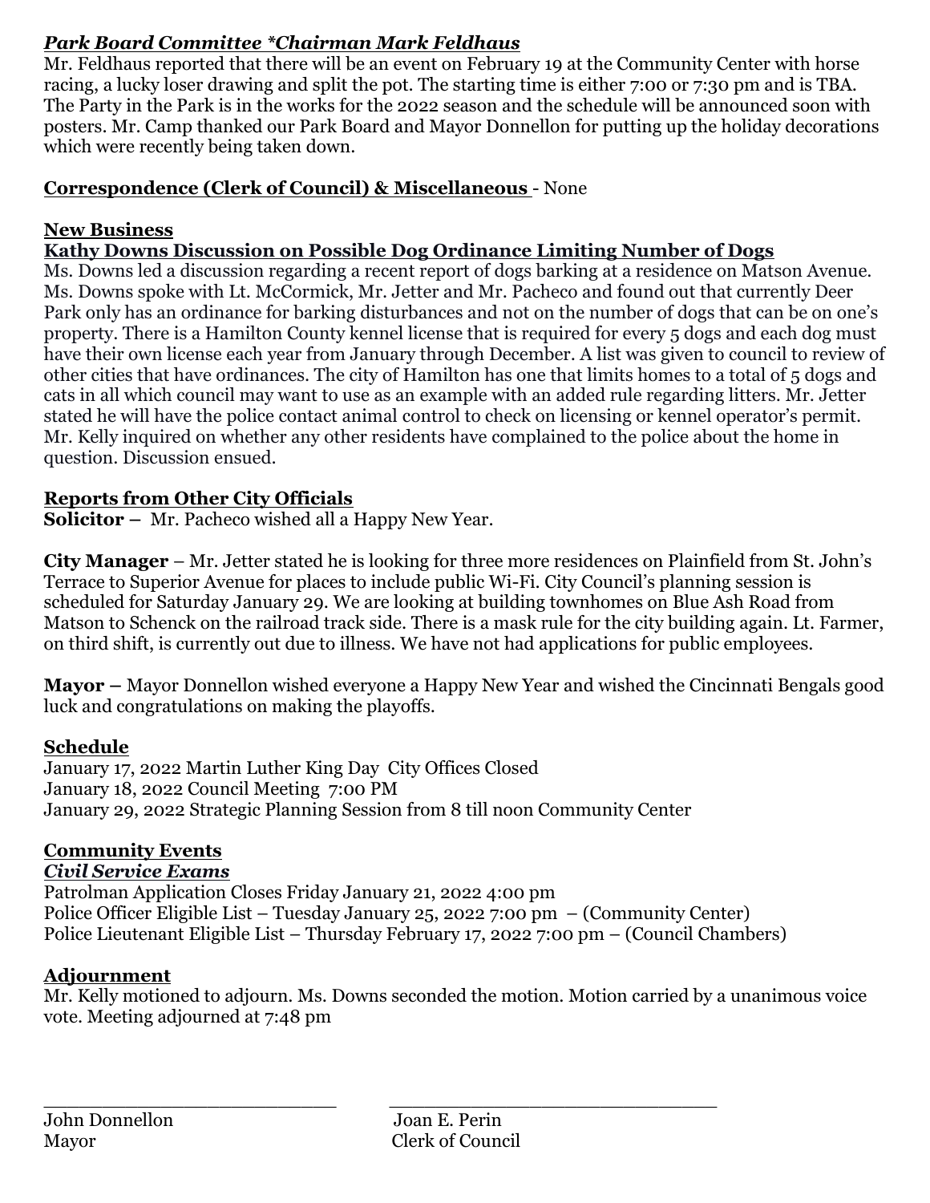### ***Park Board Committee *Chairman Mark Feldhaus***

Mr. Feldhaus reported that there will be an event on February 19 at the Community Center with horse racing, a lucky loser drawing and split the pot. The starting time is either 7:00 or 7:30 pm and is TBA. The Party in the Park is in the works for the 2022 season and the schedule will be announced soon with posters. Mr. Camp thanked our Park Board and Mayor Donnellon for putting up the holiday decorations which were recently being taken down.

**Correspondence (Clerk of Council) & Miscellaneous** - None

### **New Business**

**Kathy Downs Discussion on Possible Dog Ordinance Limiting Number of Dogs**

Ms. Downs led a discussion regarding a recent report of dogs barking at a residence on Matson Avenue. Ms. Downs spoke with Lt. McCormick, Mr. Jetter and Mr. Pacheco and found out that currently Deer Park only has an ordinance for barking disturbances and not on the number of dogs that can be on one's property. There is a Hamilton County kennel license that is required for every 5 dogs and each dog must have their own license each year from January through December. A list was given to council to review of other cities that have ordinances. The city of Hamilton has one that limits homes to a total of 5 dogs and cats in all which council may want to use as an example with an added rule regarding litters. Mr. Jetter stated he will have the police contact animal control to check on licensing or kennel operator's permit. Mr. Kelly inquired on whether any other residents have complained to the police about the home in question. Discussion ensued.

### **Reports from Other City Officials**

**Solicitor –** Mr. Pacheco wished all a Happy New Year.

**City Manager** – Mr. Jetter stated he is looking for three more residences on Plainfield from St. John's Terrace to Superior Avenue for places to include public Wi-Fi. City Council's planning session is scheduled for Saturday January 29. We are looking at building townhomes on Blue Ash Road from Matson to Schenck on the railroad track side. There is a mask rule for the city building again. Lt. Farmer, on third shift, is currently out due to illness. We have not had applications for public employees.

**Mayor –** Mayor Donnellon wished everyone a Happy New Year and wished the Cincinnati Bengals good luck and congratulations on making the playoffs.

### **Schedule**

January 17, 2022 Martin Luther King Day City Offices Closed
January 18, 2022 Council Meeting 7:00 PM
January 29, 2022 Strategic Planning Session from 8 till noon Community Center

### **Community Events**

***Civil Service Exams***

Patrolman Application Closes Friday January 21, 2022 4:00 pm
Police Officer Eligible List – Tuesday January 25, 2022 7:00 pm – (Community Center)
Police Lieutenant Eligible List – Thursday February 17, 2022 7:00 pm – (Council Chambers)

### **Adjournment**

Mr. Kelly motioned to adjourn. Ms. Downs seconded the motion. Motion carried by a unanimous voice vote. Meeting adjourned at 7:48 pm

\_\_\_\_\_\_\_\_\_\_\_\_\_\_\_\_\_\_\_\_\_\_\_\_\_\_\_\_ \_\_\_\_\_\_\_\_\_\_\_\_\_\_\_\_\_\_\_\_\_\_\_\_\_\_\_\_\_\_\_\_

John Donnellon — Joan E. Perin
Mayor — Clerk of Council